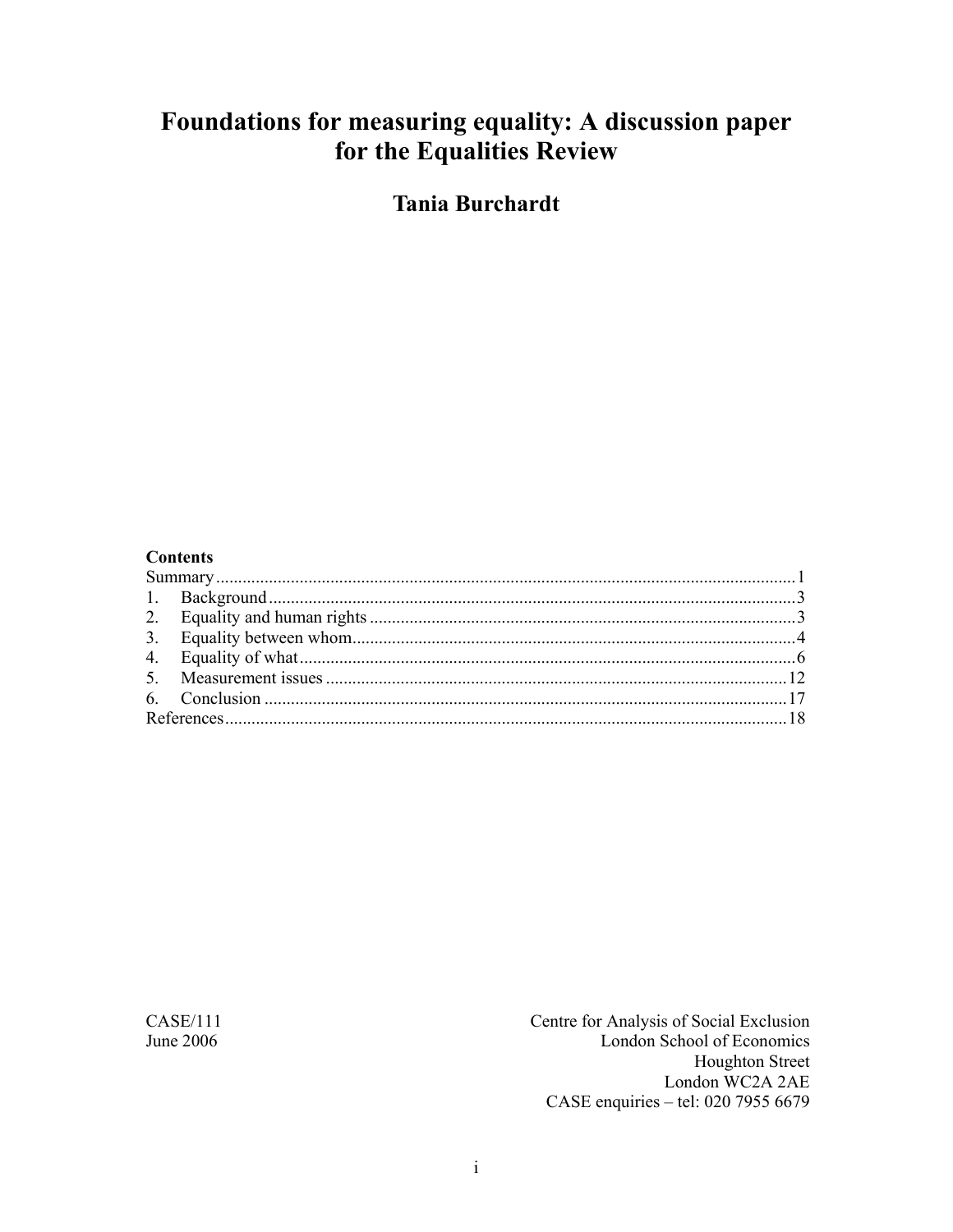# Foundations for measuring equality: A discussion paper for the Equalities Review

## Tania Burchardt

**Contents**

Summary ........................................................................ 1
1. Background ........................................................................ 3
2. Equality and human rights ........................................................................ 3
3. Equality between whom ........................................................................ 4
4. Equality of what ........................................................................ 6
5. Measurement issues ........................................................................ 12
6. Conclusion ........................................................................ 17
References ........................................................................ 18

CASE/111
June 2006

Centre for Analysis of Social Exclusion
London School of Economics
Houghton Street
London WC2A 2AE
CASE enquiries – tel: 020 7955 6679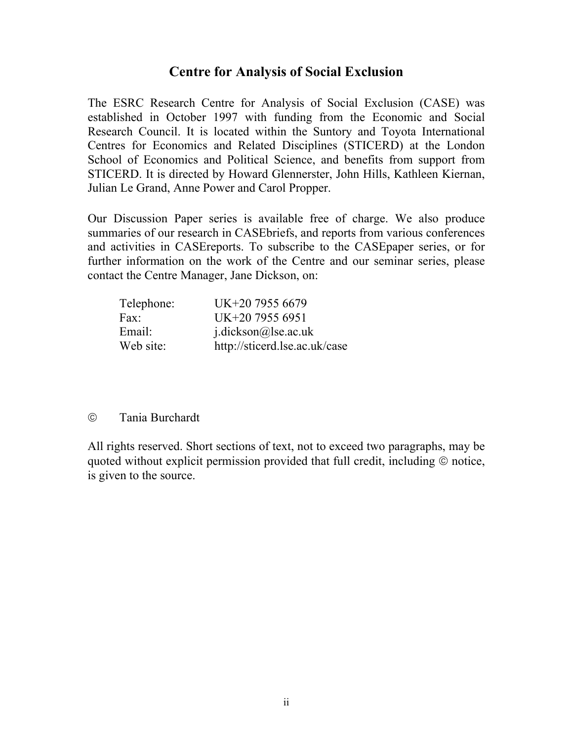# Centre for Analysis of Social Exclusion

The ESRC Research Centre for Analysis of Social Exclusion (CASE) was established in October 1997 with funding from the Economic and Social Research Council. It is located within the Suntory and Toyota International Centres for Economics and Related Disciplines (STICERD) at the London School of Economics and Political Science, and benefits from support from STICERD. It is directed by Howard Glennerster, John Hills, Kathleen Kiernan, Julian Le Grand, Anne Power and Carol Propper.

Our Discussion Paper series is available free of charge. We also produce summaries of our research in CASEbriefs, and reports from various conferences and activities in CASEreports. To subscribe to the CASEpaper series, or for further information on the work of the Centre and our seminar series, please contact the Centre Manager, Jane Dickson, on:

| | |
|---|---|
| Telephone: | UK+20 7955 6679 |
| Fax: | UK+20 7955 6951 |
| Email: | j.dickson@lse.ac.uk |
| Web site: | http://sticerd.lse.ac.uk/case |

© Tania Burchardt

All rights reserved. Short sections of text, not to exceed two paragraphs, may be quoted without explicit permission provided that full credit, including © notice, is given to the source.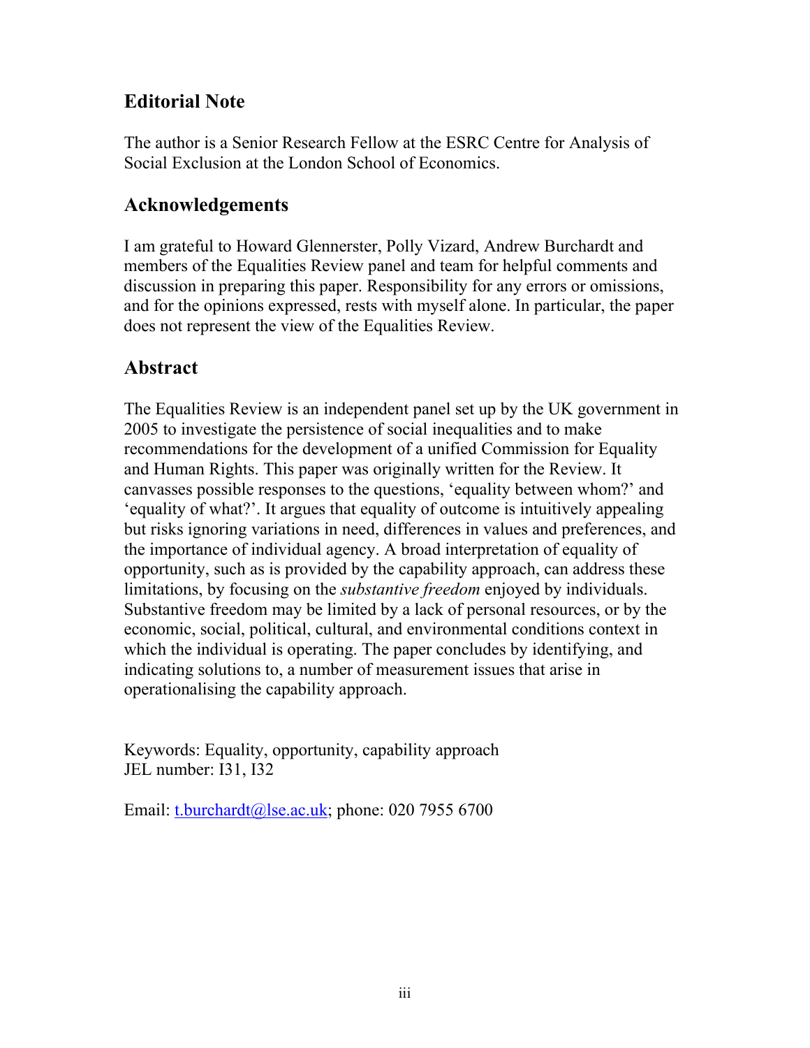## Editorial Note

The author is a Senior Research Fellow at the ESRC Centre for Analysis of Social Exclusion at the London School of Economics.

## Acknowledgements

I am grateful to Howard Glennerster, Polly Vizard, Andrew Burchardt and members of the Equalities Review panel and team for helpful comments and discussion in preparing this paper. Responsibility for any errors or omissions, and for the opinions expressed, rests with myself alone. In particular, the paper does not represent the view of the Equalities Review.

## Abstract

The Equalities Review is an independent panel set up by the UK government in 2005 to investigate the persistence of social inequalities and to make recommendations for the development of a unified Commission for Equality and Human Rights. This paper was originally written for the Review. It canvasses possible responses to the questions, 'equality between whom?' and 'equality of what?'. It argues that equality of outcome is intuitively appealing but risks ignoring variations in need, differences in values and preferences, and the importance of individual agency. A broad interpretation of equality of opportunity, such as is provided by the capability approach, can address these limitations, by focusing on the *substantive freedom* enjoyed by individuals. Substantive freedom may be limited by a lack of personal resources, or by the economic, social, political, cultural, and environmental conditions context in which the individual is operating. The paper concludes by identifying, and indicating solutions to, a number of measurement issues that arise in operationalising the capability approach.

Keywords: Equality, opportunity, capability approach
JEL number: I31, I32

Email: t.burchardt@lse.ac.uk; phone: 020 7955 6700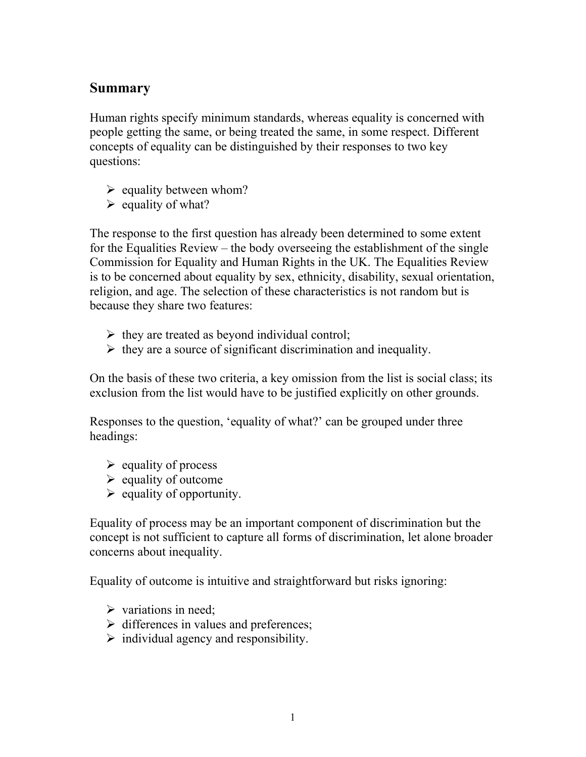## Summary

Human rights specify minimum standards, whereas equality is concerned with people getting the same, or being treated the same, in some respect. Different concepts of equality can be distinguished by their responses to two key questions:

- equality between whom?
- equality of what?

The response to the first question has already been determined to some extent for the Equalities Review – the body overseeing the establishment of the single Commission for Equality and Human Rights in the UK. The Equalities Review is to be concerned about equality by sex, ethnicity, disability, sexual orientation, religion, and age. The selection of these characteristics is not random but is because they share two features:

- they are treated as beyond individual control;
- they are a source of significant discrimination and inequality.

On the basis of these two criteria, a key omission from the list is social class; its exclusion from the list would have to be justified explicitly on other grounds.

Responses to the question, 'equality of what?' can be grouped under three headings:

- equality of process
- equality of outcome
- equality of opportunity.

Equality of process may be an important component of discrimination but the concept is not sufficient to capture all forms of discrimination, let alone broader concerns about inequality.

Equality of outcome is intuitive and straightforward but risks ignoring:

- variations in need;
- differences in values and preferences;
- individual agency and responsibility.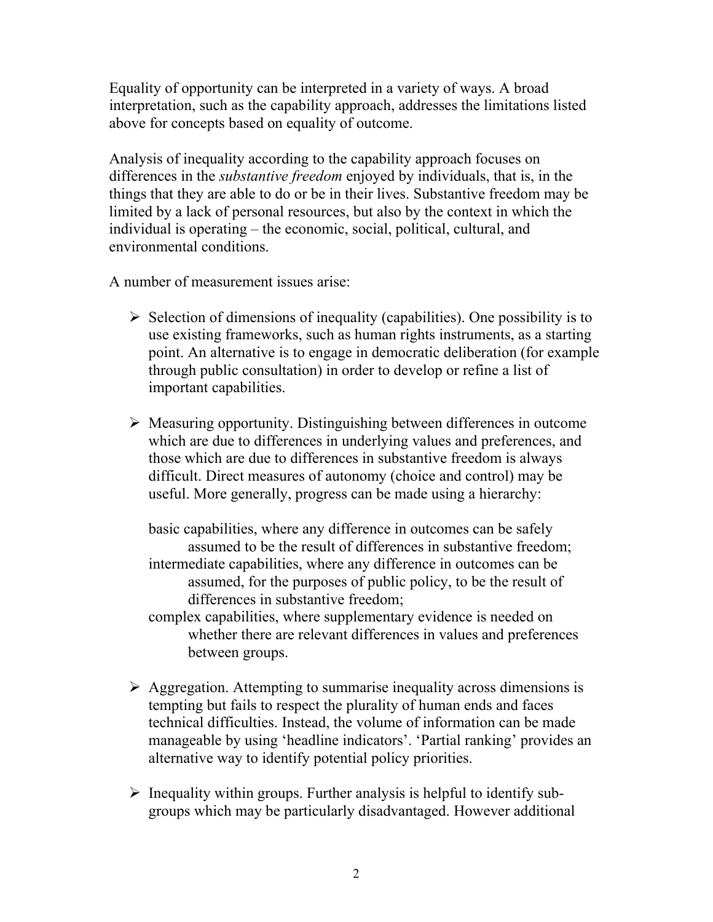Equality of opportunity can be interpreted in a variety of ways. A broad interpretation, such as the capability approach, addresses the limitations listed above for concepts based on equality of outcome.

Analysis of inequality according to the capability approach focuses on differences in the *substantive freedom* enjoyed by individuals, that is, in the things that they are able to do or be in their lives. Substantive freedom may be limited by a lack of personal resources, but also by the context in which the individual is operating – the economic, social, political, cultural, and environmental conditions.

A number of measurement issues arise:

- Selection of dimensions of inequality (capabilities). One possibility is to use existing frameworks, such as human rights instruments, as a starting point. An alternative is to engage in democratic deliberation (for example through public consultation) in order to develop or refine a list of important capabilities.

- Measuring opportunity. Distinguishing between differences in outcome which are due to differences in underlying values and preferences, and those which are due to differences in substantive freedom is always difficult. Direct measures of autonomy (choice and control) may be useful. More generally, progress can be made using a hierarchy:

  basic capabilities, where any difference in outcomes can be safely assumed to be the result of differences in substantive freedom;
  intermediate capabilities, where any difference in outcomes can be assumed, for the purposes of public policy, to be the result of differences in substantive freedom;
  complex capabilities, where supplementary evidence is needed on whether there are relevant differences in values and preferences between groups.

- Aggregation. Attempting to summarise inequality across dimensions is tempting but fails to respect the plurality of human ends and faces technical difficulties. Instead, the volume of information can be made manageable by using 'headline indicators'. 'Partial ranking' provides an alternative way to identify potential policy priorities.

- Inequality within groups. Further analysis is helpful to identify sub-groups which may be particularly disadvantaged. However additional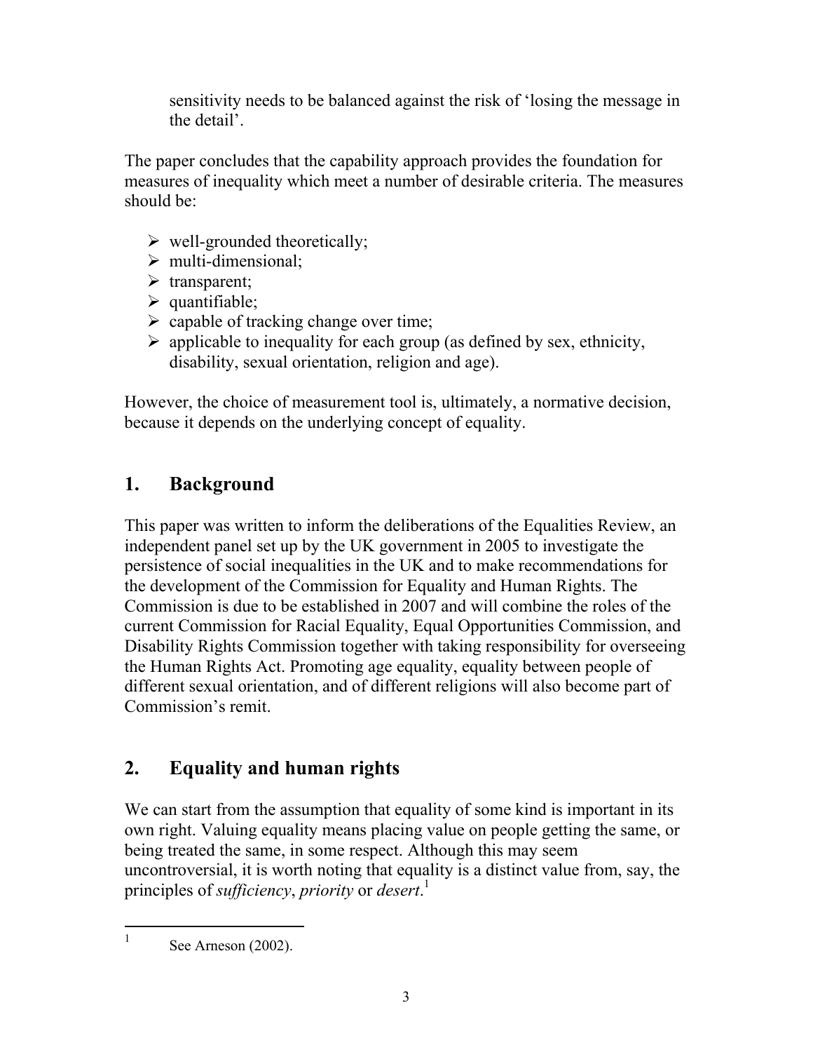sensitivity needs to be balanced against the risk of 'losing the message in the detail'.

The paper concludes that the capability approach provides the foundation for measures of inequality which meet a number of desirable criteria. The measures should be:

- well-grounded theoretically;
- multi-dimensional;
- transparent;
- quantifiable;
- capable of tracking change over time;
- applicable to inequality for each group (as defined by sex, ethnicity, disability, sexual orientation, religion and age).

However, the choice of measurement tool is, ultimately, a normative decision, because it depends on the underlying concept of equality.

## 1. Background

This paper was written to inform the deliberations of the Equalities Review, an independent panel set up by the UK government in 2005 to investigate the persistence of social inequalities in the UK and to make recommendations for the development of the Commission for Equality and Human Rights. The Commission is due to be established in 2007 and will combine the roles of the current Commission for Racial Equality, Equal Opportunities Commission, and Disability Rights Commission together with taking responsibility for overseeing the Human Rights Act. Promoting age equality, equality between people of different sexual orientation, and of different religions will also become part of Commission's remit.

## 2. Equality and human rights

We can start from the assumption that equality of some kind is important in its own right. Valuing equality means placing value on people getting the same, or being treated the same, in some respect. Although this may seem uncontroversial, it is worth noting that equality is a distinct value from, say, the principles of *sufficiency*, *priority* or *desert*.[1]

[1] See Arneson (2002).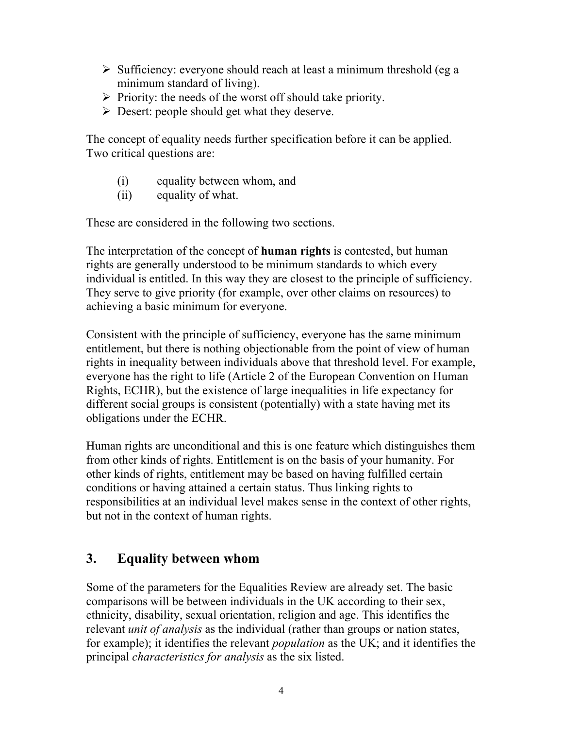- Sufficiency: everyone should reach at least a minimum threshold (eg a minimum standard of living).
- Priority: the needs of the worst off should take priority.
- Desert: people should get what they deserve.

The concept of equality needs further specification before it can be applied. Two critical questions are:

(i) equality between whom, and
(ii) equality of what.

These are considered in the following two sections.

The interpretation of the concept of **human rights** is contested, but human rights are generally understood to be minimum standards to which every individual is entitled. In this way they are closest to the principle of sufficiency. They serve to give priority (for example, over other claims on resources) to achieving a basic minimum for everyone.

Consistent with the principle of sufficiency, everyone has the same minimum entitlement, but there is nothing objectionable from the point of view of human rights in inequality between individuals above that threshold level. For example, everyone has the right to life (Article 2 of the European Convention on Human Rights, ECHR), but the existence of large inequalities in life expectancy for different social groups is consistent (potentially) with a state having met its obligations under the ECHR.

Human rights are unconditional and this is one feature which distinguishes them from other kinds of rights. Entitlement is on the basis of your humanity. For other kinds of rights, entitlement may be based on having fulfilled certain conditions or having attained a certain status. Thus linking rights to responsibilities at an individual level makes sense in the context of other rights, but not in the context of human rights.

## 3. Equality between whom

Some of the parameters for the Equalities Review are already set. The basic comparisons will be between individuals in the UK according to their sex, ethnicity, disability, sexual orientation, religion and age. This identifies the relevant *unit of analysis* as the individual (rather than groups or nation states, for example); it identifies the relevant *population* as the UK; and it identifies the principal *characteristics for analysis* as the six listed.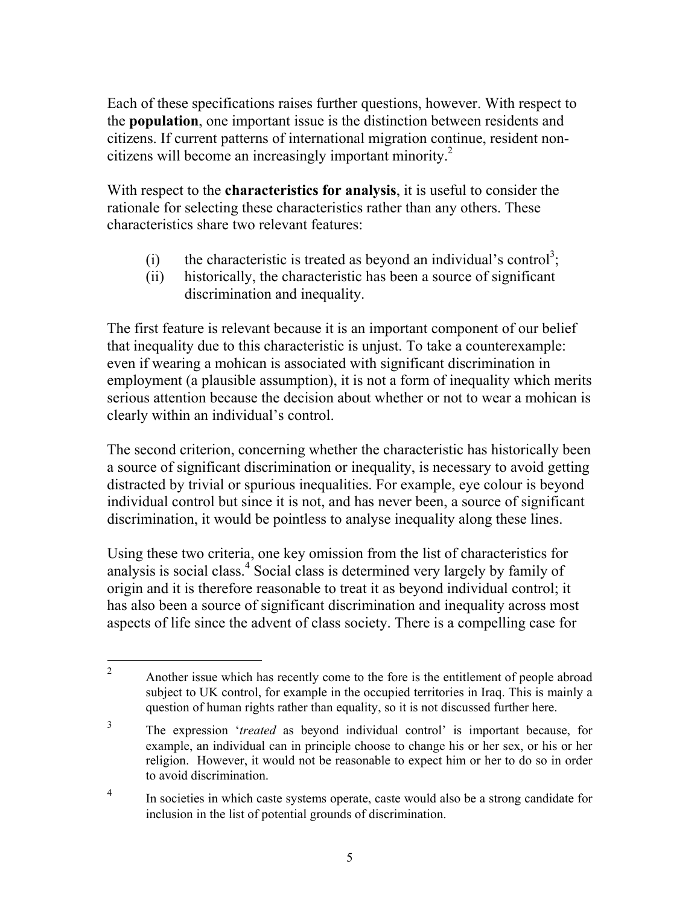Each of these specifications raises further questions, however. With respect to the **population**, one important issue is the distinction between residents and citizens. If current patterns of international migration continue, resident non-citizens will become an increasingly important minority.[2]

With respect to the **characteristics for analysis**, it is useful to consider the rationale for selecting these characteristics rather than any others. These characteristics share two relevant features:

(i) the characteristic is treated as beyond an individual's control[3];
(ii) historically, the characteristic has been a source of significant discrimination and inequality.

The first feature is relevant because it is an important component of our belief that inequality due to this characteristic is unjust. To take a counterexample: even if wearing a mohican is associated with significant discrimination in employment (a plausible assumption), it is not a form of inequality which merits serious attention because the decision about whether or not to wear a mohican is clearly within an individual's control.

The second criterion, concerning whether the characteristic has historically been a source of significant discrimination or inequality, is necessary to avoid getting distracted by trivial or spurious inequalities. For example, eye colour is beyond individual control but since it is not, and has never been, a source of significant discrimination, it would be pointless to analyse inequality along these lines.

Using these two criteria, one key omission from the list of characteristics for analysis is social class.[4] Social class is determined very largely by family of origin and it is therefore reasonable to treat it as beyond individual control; it has also been a source of significant discrimination and inequality across most aspects of life since the advent of class society. There is a compelling case for

---

[2] Another issue which has recently come to the fore is the entitlement of people abroad subject to UK control, for example in the occupied territories in Iraq. This is mainly a question of human rights rather than equality, so it is not discussed further here.

[3] The expression '*treated* as beyond individual control' is important because, for example, an individual can in principle choose to change his or her sex, or his or her religion. However, it would not be reasonable to expect him or her to do so in order to avoid discrimination.

[4] In societies in which caste systems operate, caste would also be a strong candidate for inclusion in the list of potential grounds of discrimination.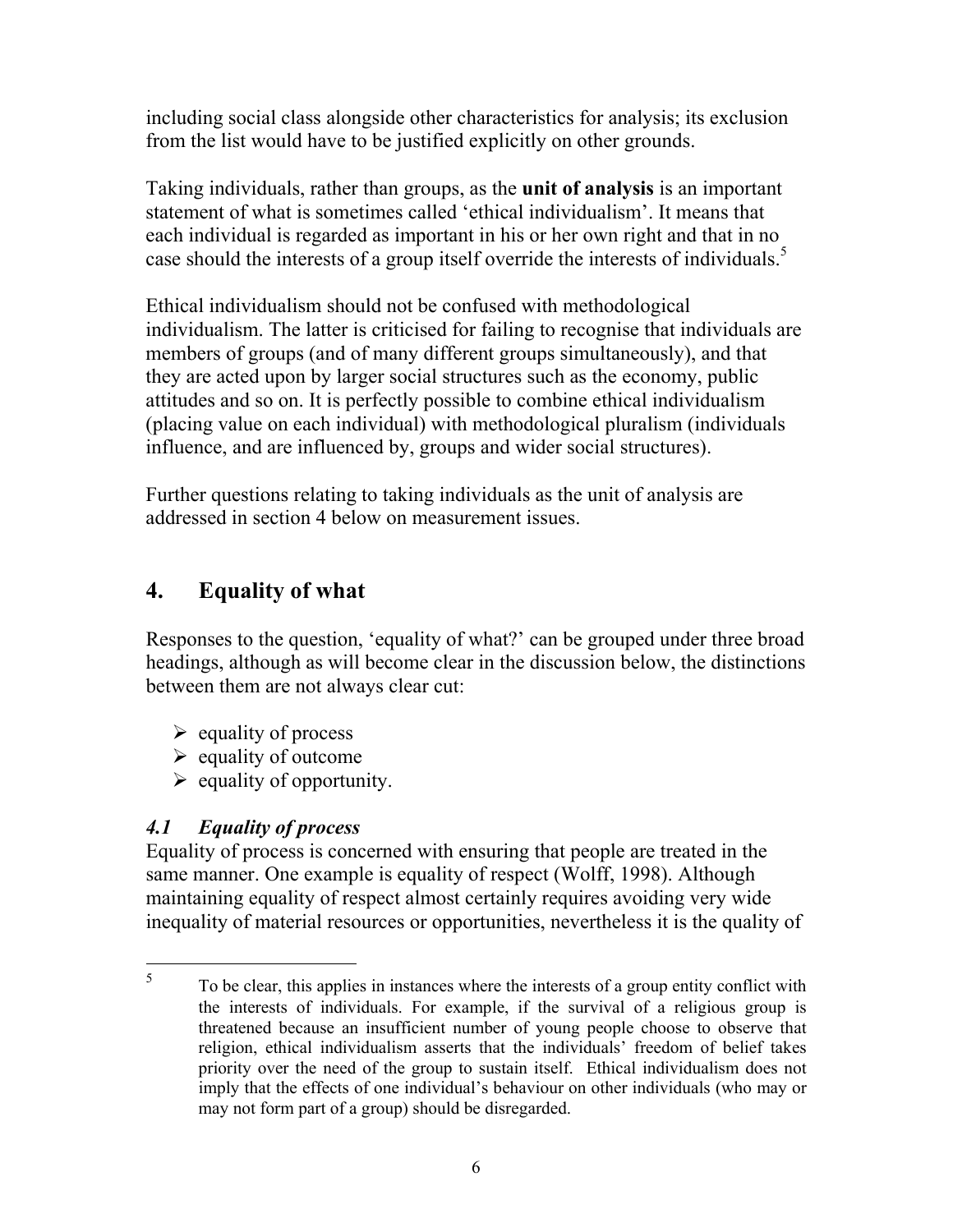including social class alongside other characteristics for analysis; its exclusion from the list would have to be justified explicitly on other grounds.

Taking individuals, rather than groups, as the **unit of analysis** is an important statement of what is sometimes called 'ethical individualism'. It means that each individual is regarded as important in his or her own right and that in no case should the interests of a group itself override the interests of individuals.[5]

Ethical individualism should not be confused with methodological individualism. The latter is criticised for failing to recognise that individuals are members of groups (and of many different groups simultaneously), and that they are acted upon by larger social structures such as the economy, public attitudes and so on. It is perfectly possible to combine ethical individualism (placing value on each individual) with methodological pluralism (individuals influence, and are influenced by, groups and wider social structures).

Further questions relating to taking individuals as the unit of analysis are addressed in section 4 below on measurement issues.

## 4. Equality of what

Responses to the question, 'equality of what?' can be grouped under three broad headings, although as will become clear in the discussion below, the distinctions between them are not always clear cut:

- equality of process
- equality of outcome
- equality of opportunity.

### *4.1 Equality of process*

Equality of process is concerned with ensuring that people are treated in the same manner. One example is equality of respect (Wolff, 1998). Although maintaining equality of respect almost certainly requires avoiding very wide inequality of material resources or opportunities, nevertheless it is the quality of

[5] To be clear, this applies in instances where the interests of a group entity conflict with the interests of individuals. For example, if the survival of a religious group is threatened because an insufficient number of young people choose to observe that religion, ethical individualism asserts that the individuals' freedom of belief takes priority over the need of the group to sustain itself. Ethical individualism does not imply that the effects of one individual's behaviour on other individuals (who may or may not form part of a group) should be disregarded.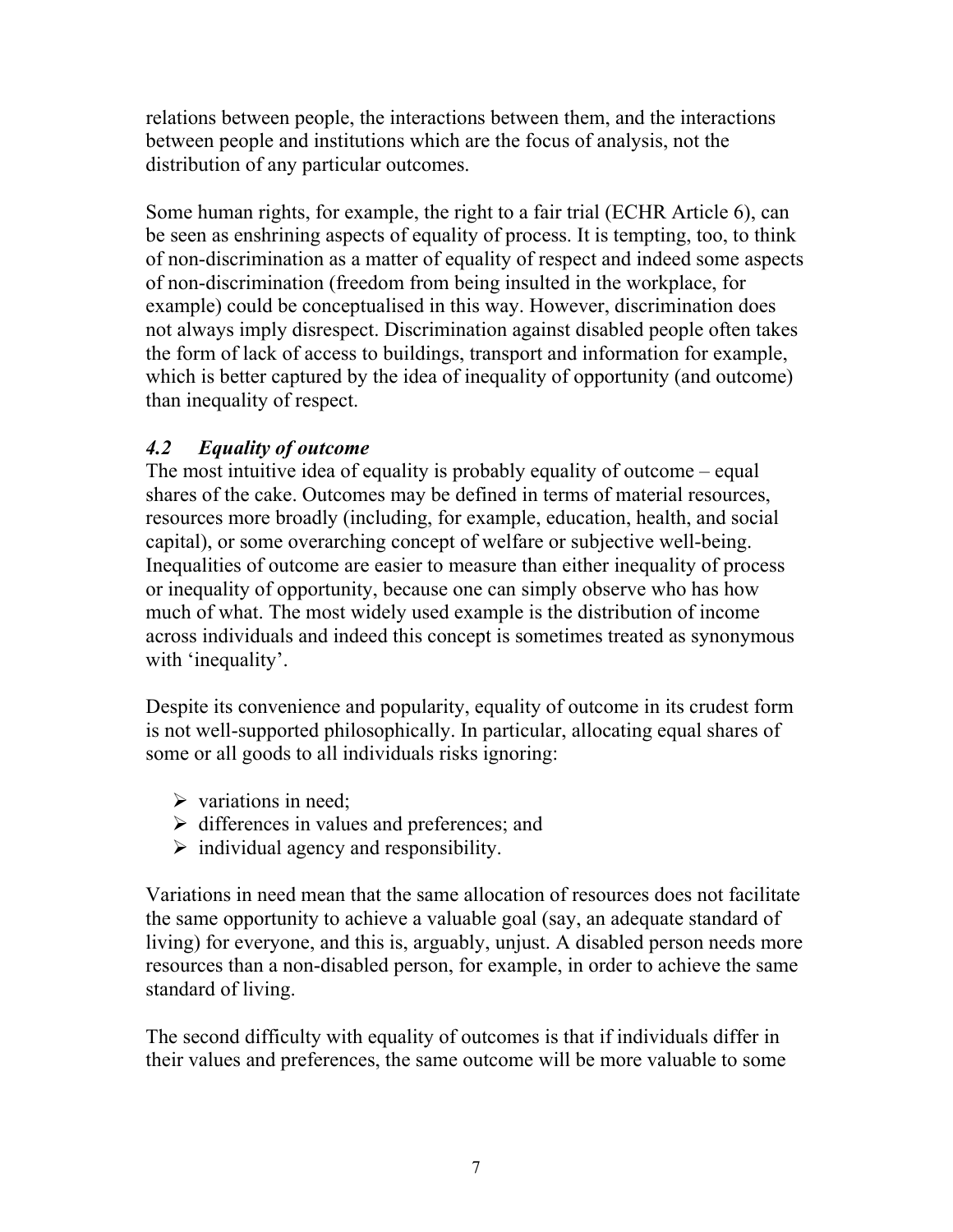relations between people, the interactions between them, and the interactions between people and institutions which are the focus of analysis, not the distribution of any particular outcomes.

Some human rights, for example, the right to a fair trial (ECHR Article 6), can be seen as enshrining aspects of equality of process. It is tempting, too, to think of non-discrimination as a matter of equality of respect and indeed some aspects of non-discrimination (freedom from being insulted in the workplace, for example) could be conceptualised in this way. However, discrimination does not always imply disrespect. Discrimination against disabled people often takes the form of lack of access to buildings, transport and information for example, which is better captured by the idea of inequality of opportunity (and outcome) than inequality of respect.

### *4.2 Equality of outcome*

The most intuitive idea of equality is probably equality of outcome – equal shares of the cake. Outcomes may be defined in terms of material resources, resources more broadly (including, for example, education, health, and social capital), or some overarching concept of welfare or subjective well-being. Inequalities of outcome are easier to measure than either inequality of process or inequality of opportunity, because one can simply observe who has how much of what. The most widely used example is the distribution of income across individuals and indeed this concept is sometimes treated as synonymous with 'inequality'.

Despite its convenience and popularity, equality of outcome in its crudest form is not well-supported philosophically. In particular, allocating equal shares of some or all goods to all individuals risks ignoring:

- variations in need;
- differences in values and preferences; and
- individual agency and responsibility.

Variations in need mean that the same allocation of resources does not facilitate the same opportunity to achieve a valuable goal (say, an adequate standard of living) for everyone, and this is, arguably, unjust. A disabled person needs more resources than a non-disabled person, for example, in order to achieve the same standard of living.

The second difficulty with equality of outcomes is that if individuals differ in their values and preferences, the same outcome will be more valuable to some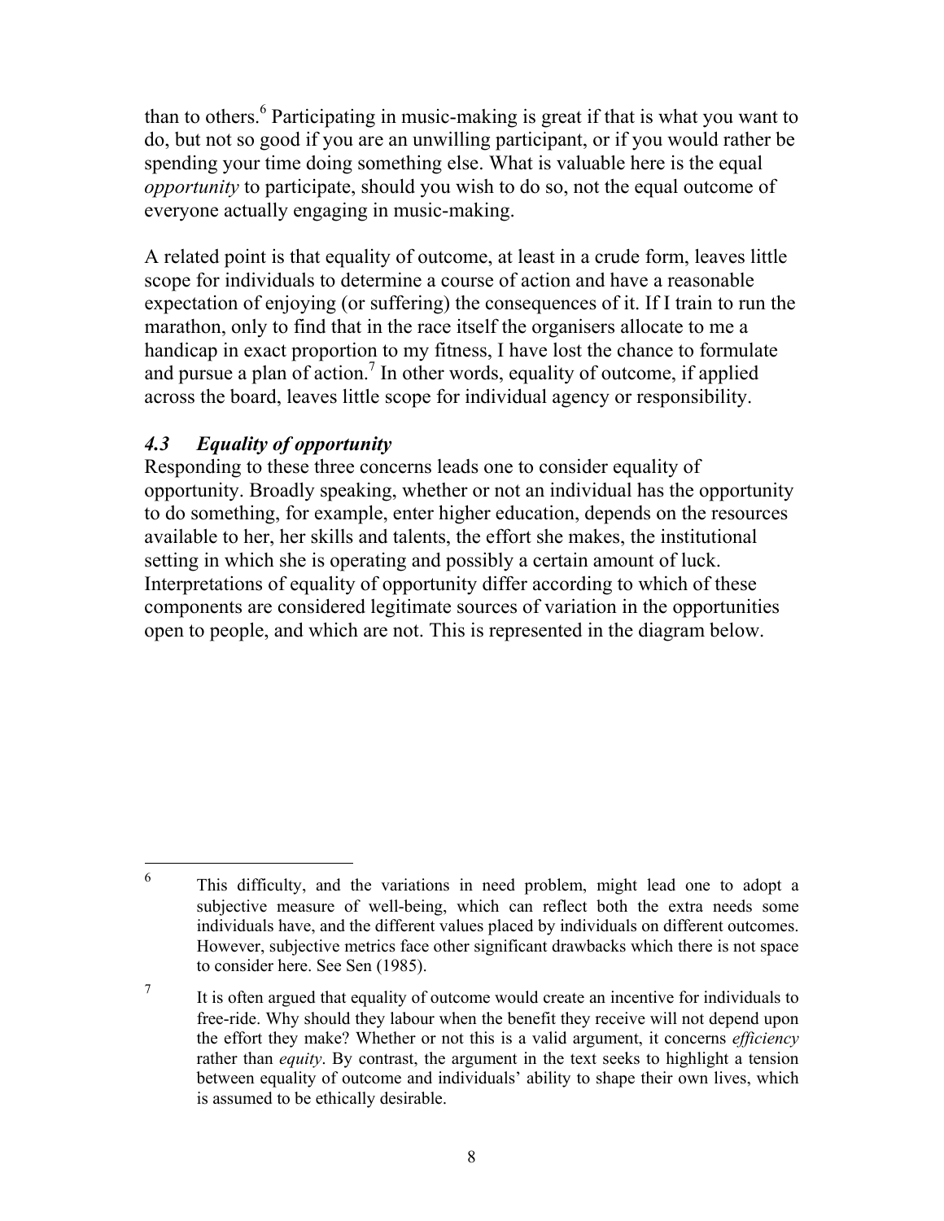than to others.[6] Participating in music-making is great if that is what you want to do, but not so good if you are an unwilling participant, or if you would rather be spending your time doing something else. What is valuable here is the equal *opportunity* to participate, should you wish to do so, not the equal outcome of everyone actually engaging in music-making.

A related point is that equality of outcome, at least in a crude form, leaves little scope for individuals to determine a course of action and have a reasonable expectation of enjoying (or suffering) the consequences of it. If I train to run the marathon, only to find that in the race itself the organisers allocate to me a handicap in exact proportion to my fitness, I have lost the chance to formulate and pursue a plan of action.[7] In other words, equality of outcome, if applied across the board, leaves little scope for individual agency or responsibility.

### *4.3 Equality of opportunity*

Responding to these three concerns leads one to consider equality of opportunity. Broadly speaking, whether or not an individual has the opportunity to do something, for example, enter higher education, depends on the resources available to her, her skills and talents, the effort she makes, the institutional setting in which she is operating and possibly a certain amount of luck. Interpretations of equality of opportunity differ according to which of these components are considered legitimate sources of variation in the opportunities open to people, and which are not. This is represented in the diagram below.

---

[6] This difficulty, and the variations in need problem, might lead one to adopt a subjective measure of well-being, which can reflect both the extra needs some individuals have, and the different values placed by individuals on different outcomes. However, subjective metrics face other significant drawbacks which there is not space to consider here. See Sen (1985).

[7] It is often argued that equality of outcome would create an incentive for individuals to free-ride. Why should they labour when the benefit they receive will not depend upon the effort they make? Whether or not this is a valid argument, it concerns *efficiency* rather than *equity*. By contrast, the argument in the text seeks to highlight a tension between equality of outcome and individuals' ability to shape their own lives, which is assumed to be ethically desirable.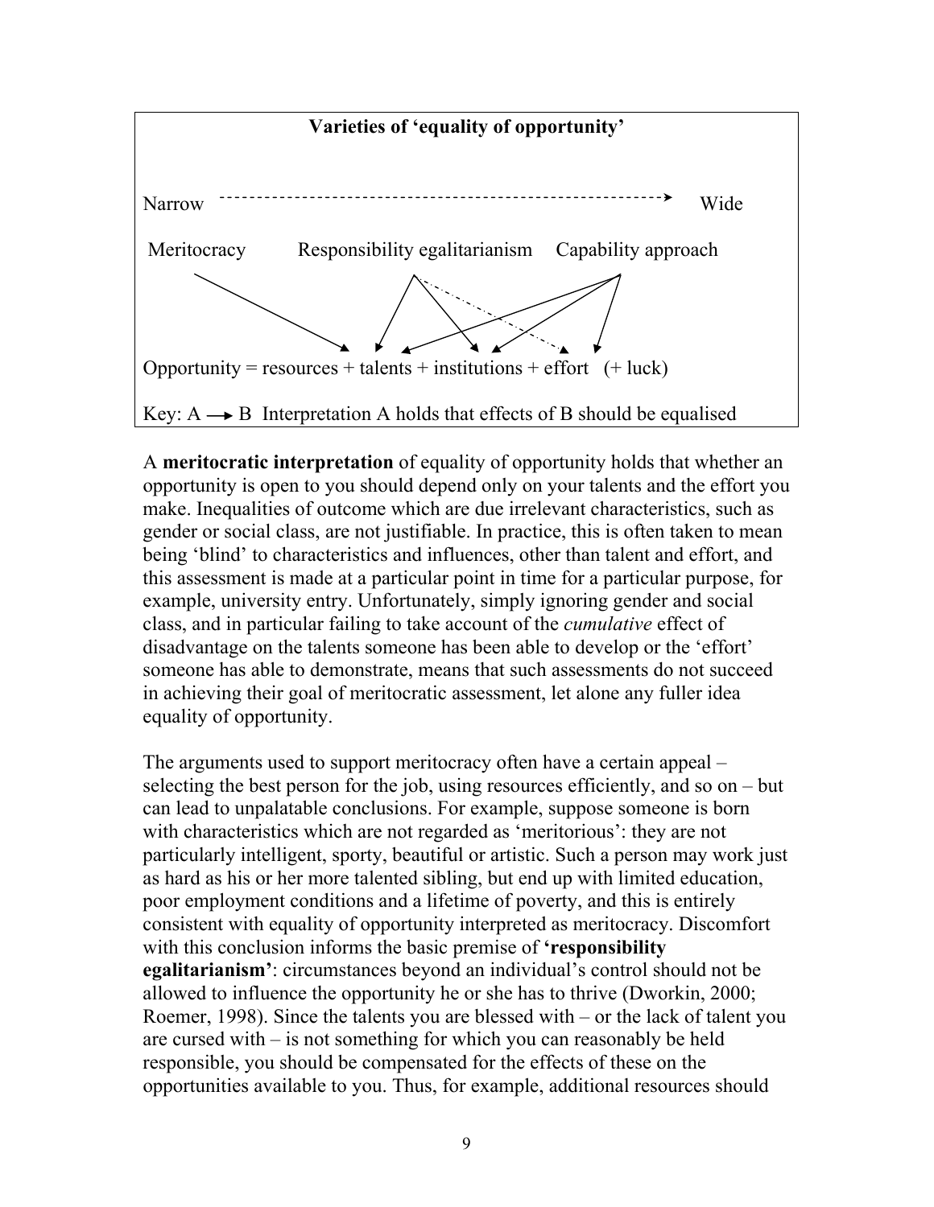**Varieties of 'equality of opportunity'**

Narrow - - - - - - - - - - - - - - - - - - - - - - - - - - - - - - - - - - - - - - - - - - - - - - - - - - - - - -> Wide

Meritocracy Responsibility egalitarianism Capability approach

Opportunity = resources + talents + institutions + effort (+ luck)

Key: A ⟶ B Interpretation A holds that effects of B should be equalised

A **meritocratic interpretation** of equality of opportunity holds that whether an opportunity is open to you should depend only on your talents and the effort you make. Inequalities of outcome which are due irrelevant characteristics, such as gender or social class, are not justifiable. In practice, this is often taken to mean being 'blind' to characteristics and influences, other than talent and effort, and this assessment is made at a particular point in time for a particular purpose, for example, university entry. Unfortunately, simply ignoring gender and social class, and in particular failing to take account of the *cumulative* effect of disadvantage on the talents someone has been able to develop or the 'effort' someone has able to demonstrate, means that such assessments do not succeed in achieving their goal of meritocratic assessment, let alone any fuller idea equality of opportunity.

The arguments used to support meritocracy often have a certain appeal – selecting the best person for the job, using resources efficiently, and so on – but can lead to unpalatable conclusions. For example, suppose someone is born with characteristics which are not regarded as 'meritorious': they are not particularly intelligent, sporty, beautiful or artistic. Such a person may work just as hard as his or her more talented sibling, but end up with limited education, poor employment conditions and a lifetime of poverty, and this is entirely consistent with equality of opportunity interpreted as meritocracy. Discomfort with this conclusion informs the basic premise of **'responsibility egalitarianism'**: circumstances beyond an individual's control should not be allowed to influence the opportunity he or she has to thrive (Dworkin, 2000; Roemer, 1998). Since the talents you are blessed with – or the lack of talent you are cursed with – is not something for which you can reasonably be held responsible, you should be compensated for the effects of these on the opportunities available to you. Thus, for example, additional resources should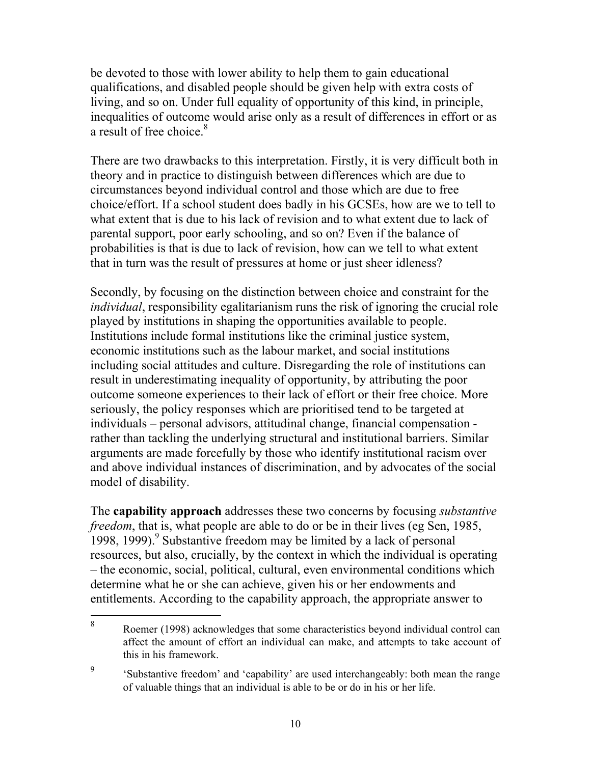be devoted to those with lower ability to help them to gain educational qualifications, and disabled people should be given help with extra costs of living, and so on. Under full equality of opportunity of this kind, in principle, inequalities of outcome would arise only as a result of differences in effort or as a result of free choice.[8]

There are two drawbacks to this interpretation. Firstly, it is very difficult both in theory and in practice to distinguish between differences which are due to circumstances beyond individual control and those which are due to free choice/effort. If a school student does badly in his GCSEs, how are we to tell to what extent that is due to his lack of revision and to what extent due to lack of parental support, poor early schooling, and so on? Even if the balance of probabilities is that is due to lack of revision, how can we tell to what extent that in turn was the result of pressures at home or just sheer idleness?

Secondly, by focusing on the distinction between choice and constraint for the *individual*, responsibility egalitarianism runs the risk of ignoring the crucial role played by institutions in shaping the opportunities available to people. Institutions include formal institutions like the criminal justice system, economic institutions such as the labour market, and social institutions including social attitudes and culture. Disregarding the role of institutions can result in underestimating inequality of opportunity, by attributing the poor outcome someone experiences to their lack of effort or their free choice. More seriously, the policy responses which are prioritised tend to be targeted at individuals – personal advisors, attitudinal change, financial compensation - rather than tackling the underlying structural and institutional barriers. Similar arguments are made forcefully by those who identify institutional racism over and above individual instances of discrimination, and by advocates of the social model of disability.

The **capability approach** addresses these two concerns by focusing *substantive freedom*, that is, what people are able to do or be in their lives (eg Sen, 1985, 1998, 1999).[9] Substantive freedom may be limited by a lack of personal resources, but also, crucially, by the context in which the individual is operating – the economic, social, political, cultural, even environmental conditions which determine what he or she can achieve, given his or her endowments and entitlements. According to the capability approach, the appropriate answer to

---

[8] Roemer (1998) acknowledges that some characteristics beyond individual control can affect the amount of effort an individual can make, and attempts to take account of this in his framework.

[9] 'Substantive freedom' and 'capability' are used interchangeably: both mean the range of valuable things that an individual is able to be or do in his or her life.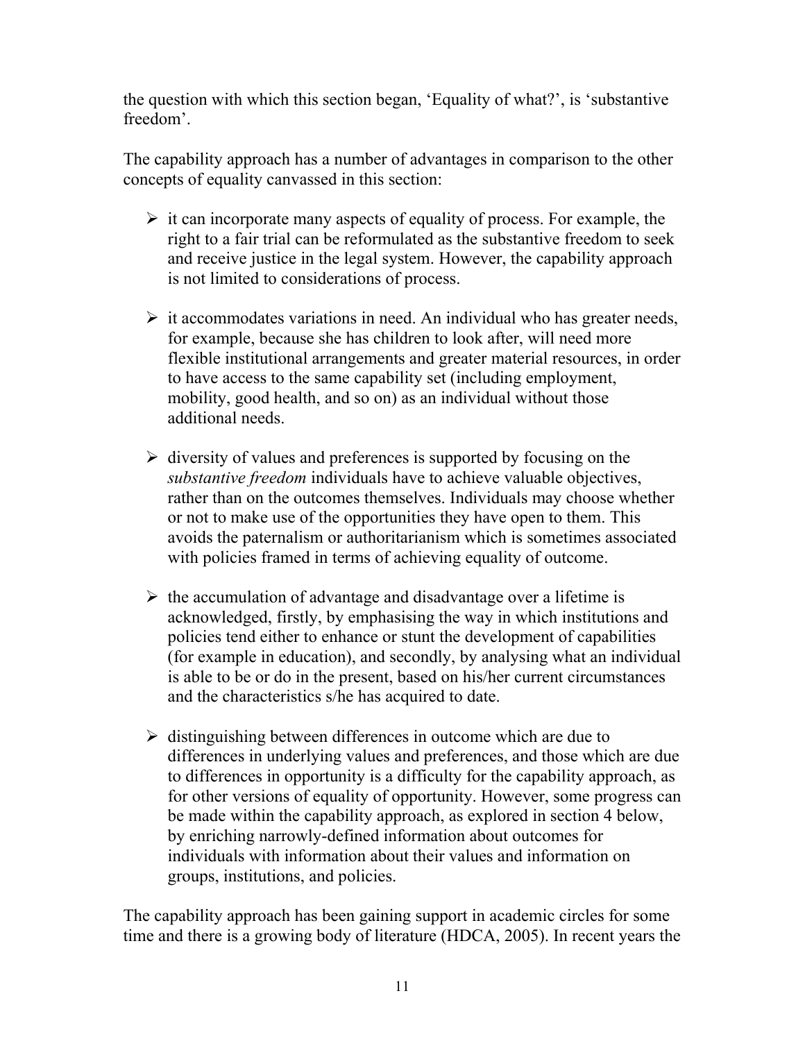the question with which this section began, 'Equality of what?', is 'substantive freedom'.

The capability approach has a number of advantages in comparison to the other concepts of equality canvassed in this section:

- it can incorporate many aspects of equality of process. For example, the right to a fair trial can be reformulated as the substantive freedom to seek and receive justice in the legal system. However, the capability approach is not limited to considerations of process.

- it accommodates variations in need. An individual who has greater needs, for example, because she has children to look after, will need more flexible institutional arrangements and greater material resources, in order to have access to the same capability set (including employment, mobility, good health, and so on) as an individual without those additional needs.

- diversity of values and preferences is supported by focusing on the *substantive freedom* individuals have to achieve valuable objectives, rather than on the outcomes themselves. Individuals may choose whether or not to make use of the opportunities they have open to them. This avoids the paternalism or authoritarianism which is sometimes associated with policies framed in terms of achieving equality of outcome.

- the accumulation of advantage and disadvantage over a lifetime is acknowledged, firstly, by emphasising the way in which institutions and policies tend either to enhance or stunt the development of capabilities (for example in education), and secondly, by analysing what an individual is able to be or do in the present, based on his/her current circumstances and the characteristics s/he has acquired to date.

- distinguishing between differences in outcome which are due to differences in underlying values and preferences, and those which are due to differences in opportunity is a difficulty for the capability approach, as for other versions of equality of opportunity. However, some progress can be made within the capability approach, as explored in section 4 below, by enriching narrowly-defined information about outcomes for individuals with information about their values and information on groups, institutions, and policies.

The capability approach has been gaining support in academic circles for some time and there is a growing body of literature (HDCA, 2005). In recent years the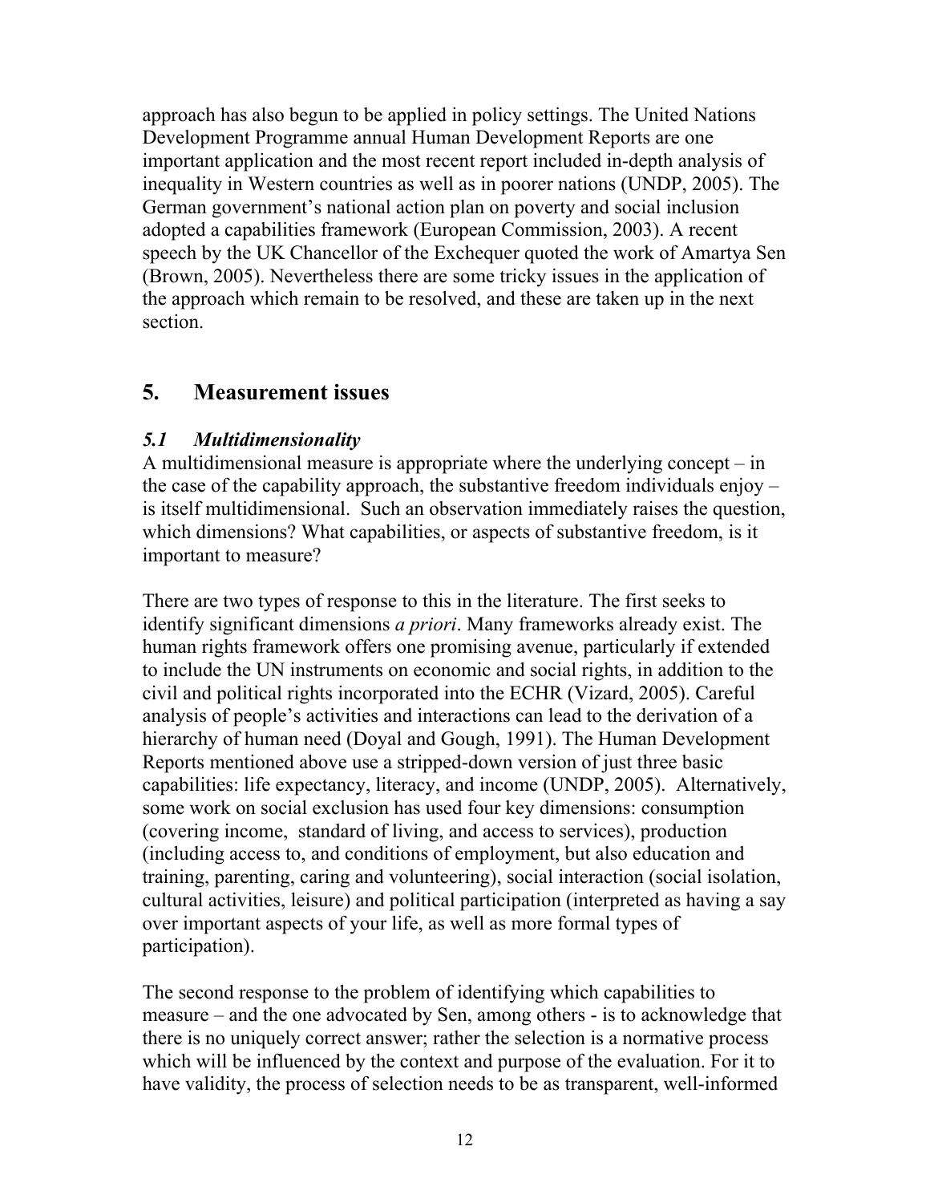approach has also begun to be applied in policy settings. The United Nations Development Programme annual Human Development Reports are one important application and the most recent report included in-depth analysis of inequality in Western countries as well as in poorer nations (UNDP, 2005). The German government's national action plan on poverty and social inclusion adopted a capabilities framework (European Commission, 2003). A recent speech by the UK Chancellor of the Exchequer quoted the work of Amartya Sen (Brown, 2005). Nevertheless there are some tricky issues in the application of the approach which remain to be resolved, and these are taken up in the next section.

## 5. Measurement issues

### *5.1 Multidimensionality*

A multidimensional measure is appropriate where the underlying concept – in the case of the capability approach, the substantive freedom individuals enjoy – is itself multidimensional. Such an observation immediately raises the question, which dimensions? What capabilities, or aspects of substantive freedom, is it important to measure?

There are two types of response to this in the literature. The first seeks to identify significant dimensions *a priori*. Many frameworks already exist. The human rights framework offers one promising avenue, particularly if extended to include the UN instruments on economic and social rights, in addition to the civil and political rights incorporated into the ECHR (Vizard, 2005). Careful analysis of people's activities and interactions can lead to the derivation of a hierarchy of human need (Doyal and Gough, 1991). The Human Development Reports mentioned above use a stripped-down version of just three basic capabilities: life expectancy, literacy, and income (UNDP, 2005). Alternatively, some work on social exclusion has used four key dimensions: consumption (covering income, standard of living, and access to services), production (including access to, and conditions of employment, but also education and training, parenting, caring and volunteering), social interaction (social isolation, cultural activities, leisure) and political participation (interpreted as having a say over important aspects of your life, as well as more formal types of participation).

The second response to the problem of identifying which capabilities to measure – and the one advocated by Sen, among others - is to acknowledge that there is no uniquely correct answer; rather the selection is a normative process which will be influenced by the context and purpose of the evaluation. For it to have validity, the process of selection needs to be as transparent, well-informed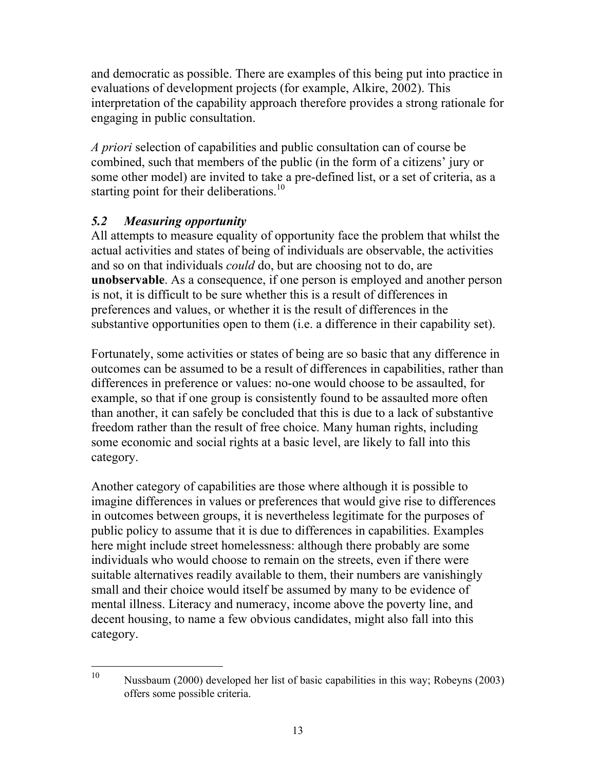and democratic as possible. There are examples of this being put into practice in evaluations of development projects (for example, Alkire, 2002). This interpretation of the capability approach therefore provides a strong rationale for engaging in public consultation.

*A priori* selection of capabilities and public consultation can of course be combined, such that members of the public (in the form of a citizens' jury or some other model) are invited to take a pre-defined list, or a set of criteria, as a starting point for their deliberations.[10]

### *5.2 Measuring opportunity*

All attempts to measure equality of opportunity face the problem that whilst the actual activities and states of being of individuals are observable, the activities and so on that individuals *could* do, but are choosing not to do, are **unobservable**. As a consequence, if one person is employed and another person is not, it is difficult to be sure whether this is a result of differences in preferences and values, or whether it is the result of differences in the substantive opportunities open to them (i.e. a difference in their capability set).

Fortunately, some activities or states of being are so basic that any difference in outcomes can be assumed to be a result of differences in capabilities, rather than differences in preference or values: no-one would choose to be assaulted, for example, so that if one group is consistently found to be assaulted more often than another, it can safely be concluded that this is due to a lack of substantive freedom rather than the result of free choice. Many human rights, including some economic and social rights at a basic level, are likely to fall into this category.

Another category of capabilities are those where although it is possible to imagine differences in values or preferences that would give rise to differences in outcomes between groups, it is nevertheless legitimate for the purposes of public policy to assume that it is due to differences in capabilities. Examples here might include street homelessness: although there probably are some individuals who would choose to remain on the streets, even if there were suitable alternatives readily available to them, their numbers are vanishingly small and their choice would itself be assumed by many to be evidence of mental illness. Literacy and numeracy, income above the poverty line, and decent housing, to name a few obvious candidates, might also fall into this category.

---

[10] Nussbaum (2000) developed her list of basic capabilities in this way; Robeyns (2003) offers some possible criteria.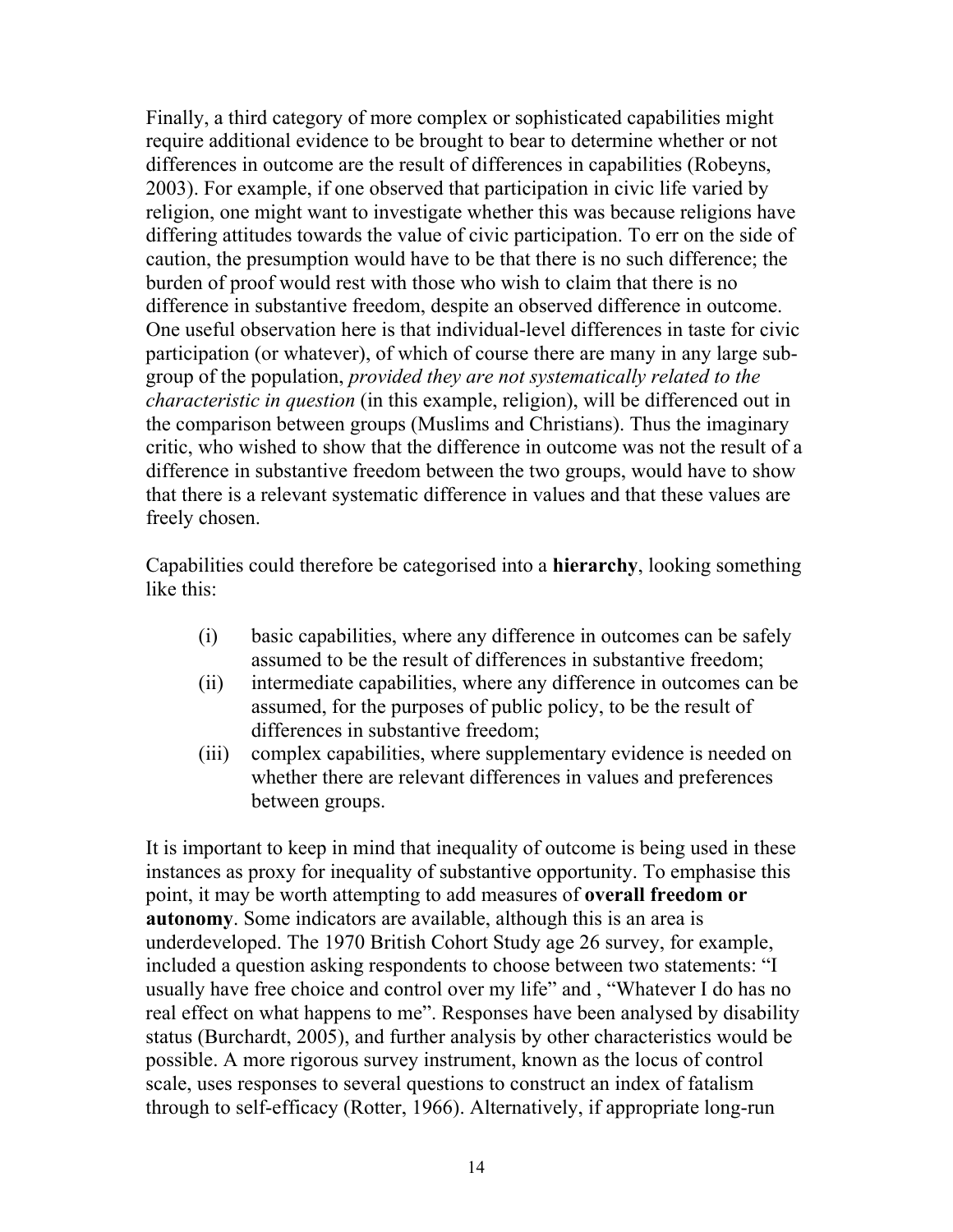Finally, a third category of more complex or sophisticated capabilities might require additional evidence to be brought to bear to determine whether or not differences in outcome are the result of differences in capabilities (Robeyns, 2003). For example, if one observed that participation in civic life varied by religion, one might want to investigate whether this was because religions have differing attitudes towards the value of civic participation. To err on the side of caution, the presumption would have to be that there is no such difference; the burden of proof would rest with those who wish to claim that there is no difference in substantive freedom, despite an observed difference in outcome. One useful observation here is that individual-level differences in taste for civic participation (or whatever), of which of course there are many in any large sub-group of the population, *provided they are not systematically related to the characteristic in question* (in this example, religion), will be differenced out in the comparison between groups (Muslims and Christians). Thus the imaginary critic, who wished to show that the difference in outcome was not the result of a difference in substantive freedom between the two groups, would have to show that there is a relevant systematic difference in values and that these values are freely chosen.

Capabilities could therefore be categorised into a **hierarchy**, looking something like this:

(i) basic capabilities, where any difference in outcomes can be safely assumed to be the result of differences in substantive freedom;

(ii) intermediate capabilities, where any difference in outcomes can be assumed, for the purposes of public policy, to be the result of differences in substantive freedom;

(iii) complex capabilities, where supplementary evidence is needed on whether there are relevant differences in values and preferences between groups.

It is important to keep in mind that inequality of outcome is being used in these instances as proxy for inequality of substantive opportunity. To emphasise this point, it may be worth attempting to add measures of **overall freedom or autonomy**. Some indicators are available, although this is an area is underdeveloped. The 1970 British Cohort Study age 26 survey, for example, included a question asking respondents to choose between two statements: "I usually have free choice and control over my life" and , "Whatever I do has no real effect on what happens to me". Responses have been analysed by disability status (Burchardt, 2005), and further analysis by other characteristics would be possible. A more rigorous survey instrument, known as the locus of control scale, uses responses to several questions to construct an index of fatalism through to self-efficacy (Rotter, 1966). Alternatively, if appropriate long-run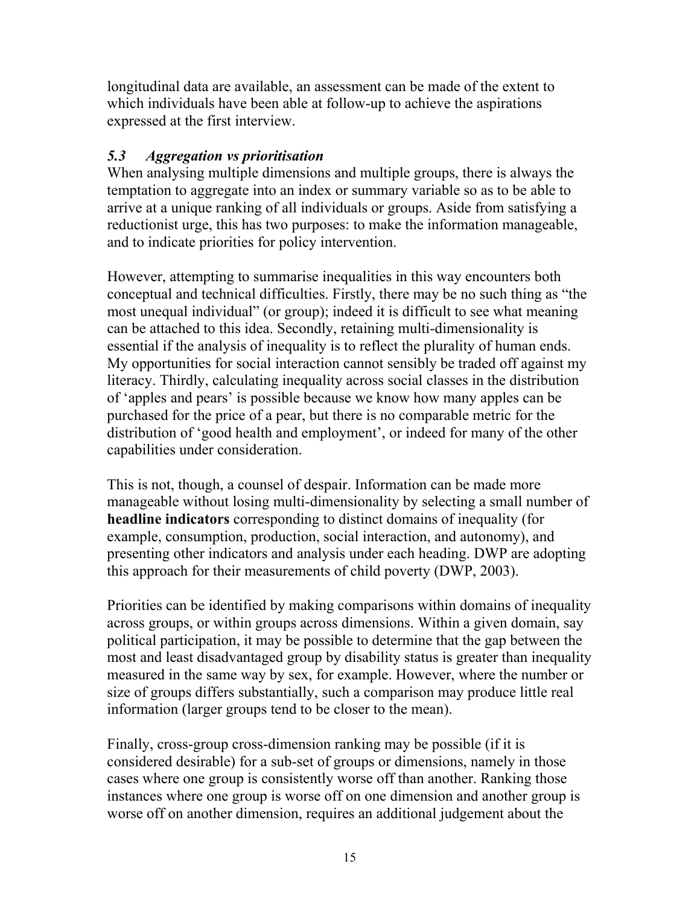longitudinal data are available, an assessment can be made of the extent to which individuals have been able at follow-up to achieve the aspirations expressed at the first interview.

### *5.3 Aggregation vs prioritisation*

When analysing multiple dimensions and multiple groups, there is always the temptation to aggregate into an index or summary variable so as to be able to arrive at a unique ranking of all individuals or groups. Aside from satisfying a reductionist urge, this has two purposes: to make the information manageable, and to indicate priorities for policy intervention.

However, attempting to summarise inequalities in this way encounters both conceptual and technical difficulties. Firstly, there may be no such thing as "the most unequal individual" (or group); indeed it is difficult to see what meaning can be attached to this idea. Secondly, retaining multi-dimensionality is essential if the analysis of inequality is to reflect the plurality of human ends. My opportunities for social interaction cannot sensibly be traded off against my literacy. Thirdly, calculating inequality across social classes in the distribution of 'apples and pears' is possible because we know how many apples can be purchased for the price of a pear, but there is no comparable metric for the distribution of 'good health and employment', or indeed for many of the other capabilities under consideration.

This is not, though, a counsel of despair. Information can be made more manageable without losing multi-dimensionality by selecting a small number of **headline indicators** corresponding to distinct domains of inequality (for example, consumption, production, social interaction, and autonomy), and presenting other indicators and analysis under each heading. DWP are adopting this approach for their measurements of child poverty (DWP, 2003).

Priorities can be identified by making comparisons within domains of inequality across groups, or within groups across dimensions. Within a given domain, say political participation, it may be possible to determine that the gap between the most and least disadvantaged group by disability status is greater than inequality measured in the same way by sex, for example. However, where the number or size of groups differs substantially, such a comparison may produce little real information (larger groups tend to be closer to the mean).

Finally, cross-group cross-dimension ranking may be possible (if it is considered desirable) for a sub-set of groups or dimensions, namely in those cases where one group is consistently worse off than another. Ranking those instances where one group is worse off on one dimension and another group is worse off on another dimension, requires an additional judgement about the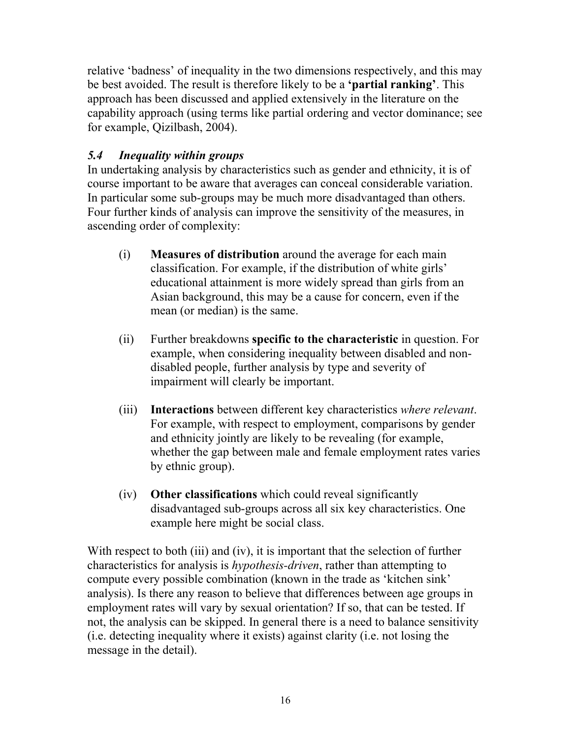relative 'badness' of inequality in the two dimensions respectively, and this may be best avoided. The result is therefore likely to be a **'partial ranking'**. This approach has been discussed and applied extensively in the literature on the capability approach (using terms like partial ordering and vector dominance; see for example, Qizilbash, 2004).

### *5.4 Inequality within groups*

In undertaking analysis by characteristics such as gender and ethnicity, it is of course important to be aware that averages can conceal considerable variation. In particular some sub-groups may be much more disadvantaged than others. Four further kinds of analysis can improve the sensitivity of the measures, in ascending order of complexity:

(i) **Measures of distribution** around the average for each main classification. For example, if the distribution of white girls' educational attainment is more widely spread than girls from an Asian background, this may be a cause for concern, even if the mean (or median) is the same.

(ii) Further breakdowns **specific to the characteristic** in question. For example, when considering inequality between disabled and non-disabled people, further analysis by type and severity of impairment will clearly be important.

(iii) **Interactions** between different key characteristics *where relevant*. For example, with respect to employment, comparisons by gender and ethnicity jointly are likely to be revealing (for example, whether the gap between male and female employment rates varies by ethnic group).

(iv) **Other classifications** which could reveal significantly disadvantaged sub-groups across all six key characteristics. One example here might be social class.

With respect to both (iii) and (iv), it is important that the selection of further characteristics for analysis is *hypothesis-driven*, rather than attempting to compute every possible combination (known in the trade as 'kitchen sink' analysis). Is there any reason to believe that differences between age groups in employment rates will vary by sexual orientation? If so, that can be tested. If not, the analysis can be skipped. In general there is a need to balance sensitivity (i.e. detecting inequality where it exists) against clarity (i.e. not losing the message in the detail).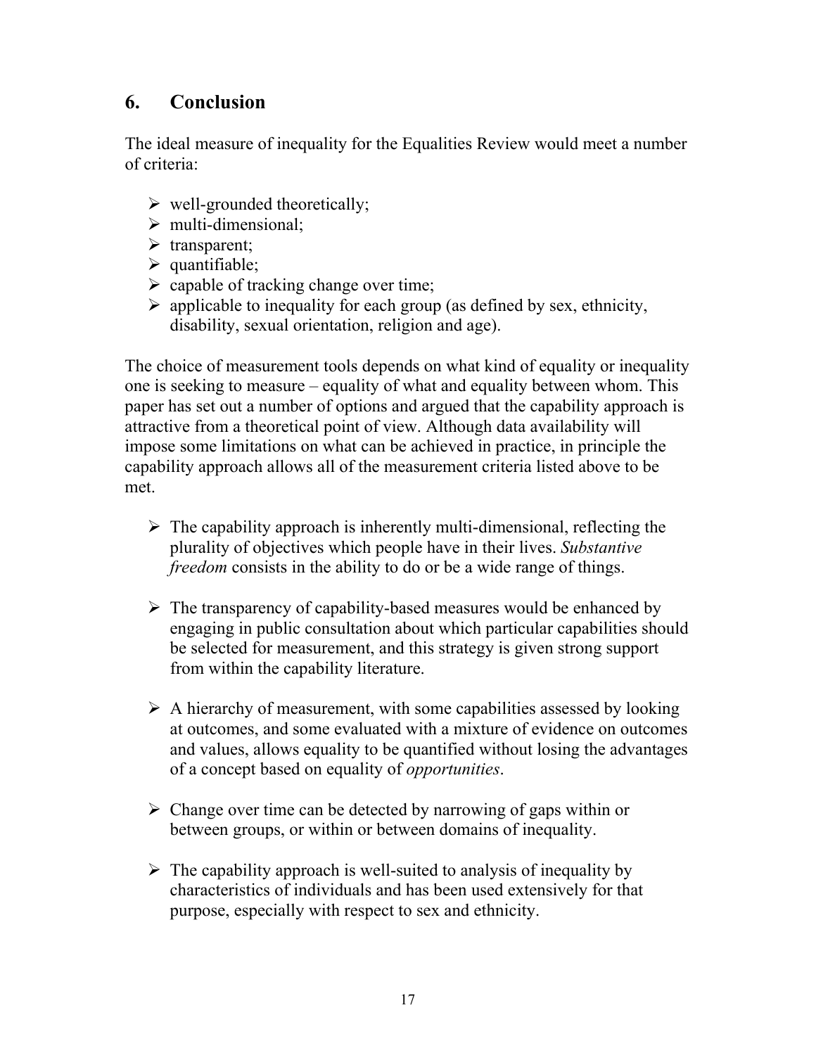## 6. Conclusion

The ideal measure of inequality for the Equalities Review would meet a number of criteria:

- well-grounded theoretically;
- multi-dimensional;
- transparent;
- quantifiable;
- capable of tracking change over time;
- applicable to inequality for each group (as defined by sex, ethnicity, disability, sexual orientation, religion and age).

The choice of measurement tools depends on what kind of equality or inequality one is seeking to measure – equality of what and equality between whom. This paper has set out a number of options and argued that the capability approach is attractive from a theoretical point of view. Although data availability will impose some limitations on what can be achieved in practice, in principle the capability approach allows all of the measurement criteria listed above to be met.

- The capability approach is inherently multi-dimensional, reflecting the plurality of objectives which people have in their lives. *Substantive freedom* consists in the ability to do or be a wide range of things.

- The transparency of capability-based measures would be enhanced by engaging in public consultation about which particular capabilities should be selected for measurement, and this strategy is given strong support from within the capability literature.

- A hierarchy of measurement, with some capabilities assessed by looking at outcomes, and some evaluated with a mixture of evidence on outcomes and values, allows equality to be quantified without losing the advantages of a concept based on equality of *opportunities*.

- Change over time can be detected by narrowing of gaps within or between groups, or within or between domains of inequality.

- The capability approach is well-suited to analysis of inequality by characteristics of individuals and has been used extensively for that purpose, especially with respect to sex and ethnicity.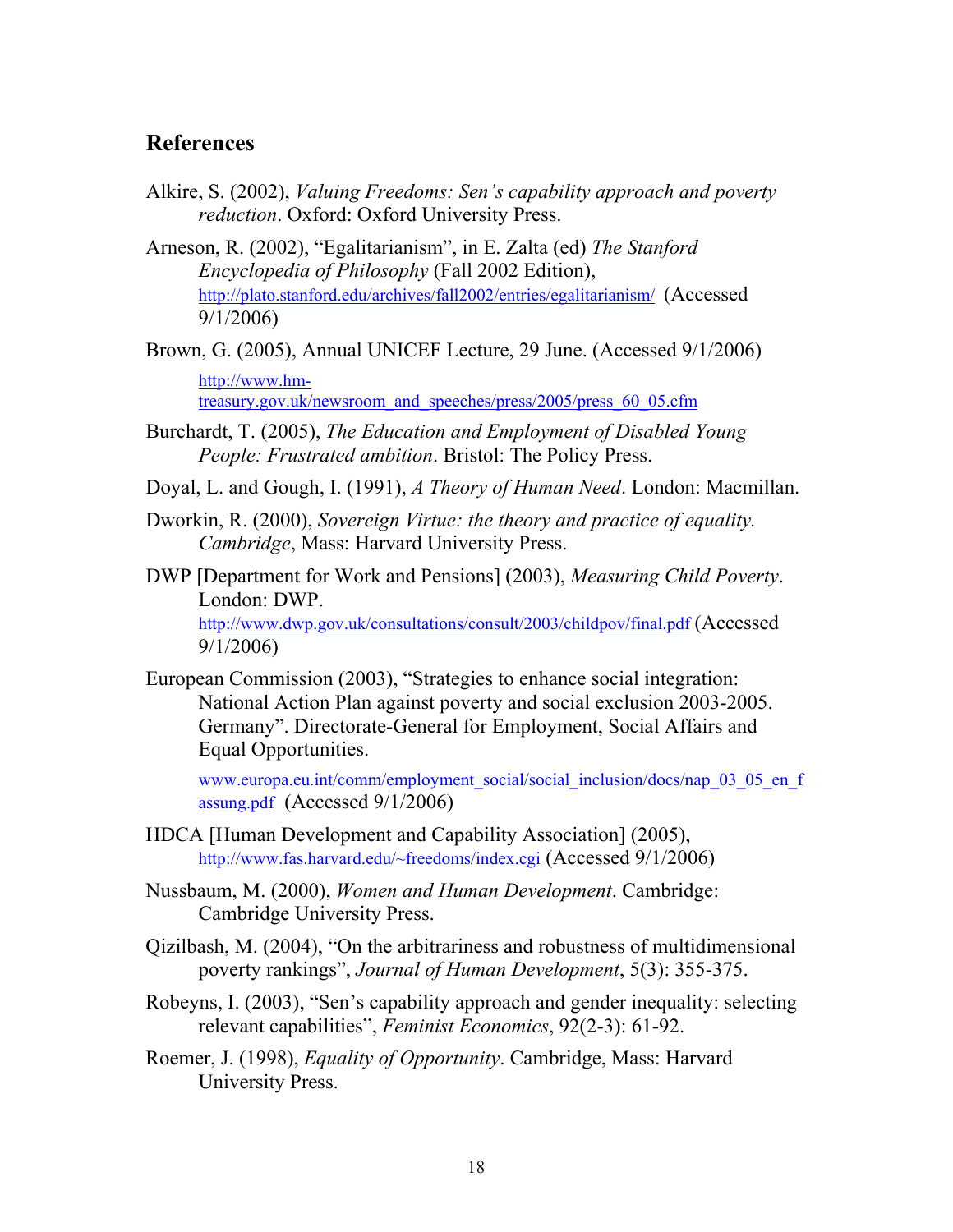## References

Alkire, S. (2002), *Valuing Freedoms: Sen's capability approach and poverty reduction*. Oxford: Oxford University Press.

Arneson, R. (2002), "Egalitarianism", in E. Zalta (ed) *The Stanford Encyclopedia of Philosophy* (Fall 2002 Edition), http://plato.stanford.edu/archives/fall2002/entries/egalitarianism/ (Accessed 9/1/2006)

Brown, G. (2005), Annual UNICEF Lecture, 29 June. (Accessed 9/1/2006) http://www.hm-treasury.gov.uk/newsroom_and_speeches/press/2005/press_60_05.cfm

Burchardt, T. (2005), *The Education and Employment of Disabled Young People: Frustrated ambition*. Bristol: The Policy Press.

Doyal, L. and Gough, I. (1991), *A Theory of Human Need*. London: Macmillan.

Dworkin, R. (2000), *Sovereign Virtue: the theory and practice of equality. Cambridge*, Mass: Harvard University Press.

DWP [Department for Work and Pensions] (2003), *Measuring Child Poverty*. London: DWP. http://www.dwp.gov.uk/consultations/consult/2003/childpov/final.pdf (Accessed 9/1/2006)

European Commission (2003), "Strategies to enhance social integration: National Action Plan against poverty and social exclusion 2003-2005. Germany". Directorate-General for Employment, Social Affairs and Equal Opportunities.

www.europa.eu.int/comm/employment_social/social_inclusion/docs/nap_03_05_en_fassung.pdf (Accessed 9/1/2006)

HDCA [Human Development and Capability Association] (2005), http://www.fas.harvard.edu/~freedoms/index.cgi (Accessed 9/1/2006)

Nussbaum, M. (2000), *Women and Human Development*. Cambridge: Cambridge University Press.

Qizilbash, M. (2004), "On the arbitrariness and robustness of multidimensional poverty rankings", *Journal of Human Development*, 5(3): 355-375.

Robeyns, I. (2003), "Sen's capability approach and gender inequality: selecting relevant capabilities", *Feminist Economics*, 92(2-3): 61-92.

Roemer, J. (1998), *Equality of Opportunity*. Cambridge, Mass: Harvard University Press.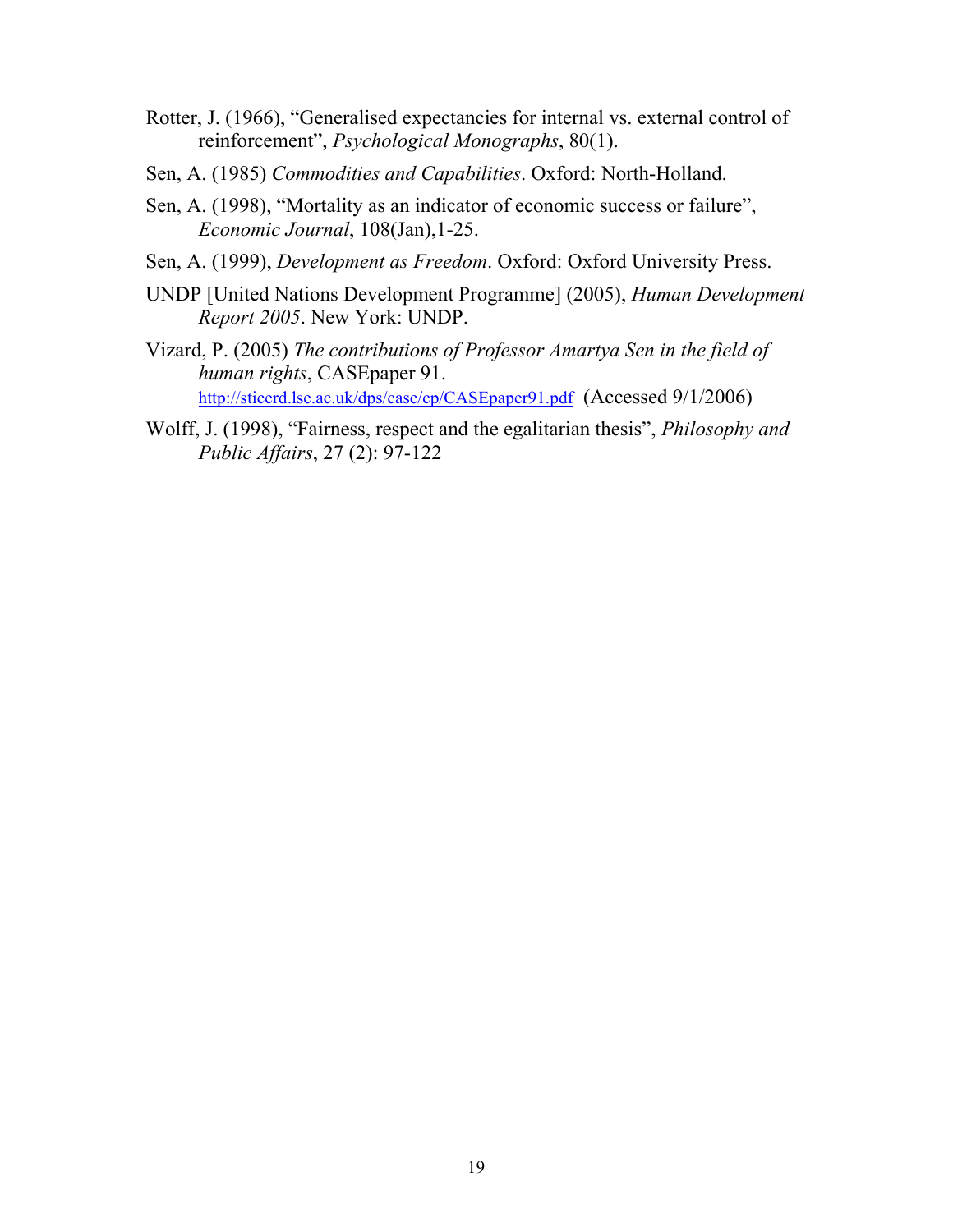Rotter, J. (1966), "Generalised expectancies for internal vs. external control of reinforcement", *Psychological Monographs*, 80(1).

Sen, A. (1985) *Commodities and Capabilities*. Oxford: North-Holland.

Sen, A. (1998), "Mortality as an indicator of economic success or failure", *Economic Journal*, 108(Jan),1-25.

Sen, A. (1999), *Development as Freedom*. Oxford: Oxford University Press.

UNDP [United Nations Development Programme] (2005), *Human Development Report 2005*. New York: UNDP.

Vizard, P. (2005) *The contributions of Professor Amartya Sen in the field of human rights*, CASEpaper 91. http://sticerd.lse.ac.uk/dps/case/cp/CASEpaper91.pdf (Accessed 9/1/2006)

Wolff, J. (1998), "Fairness, respect and the egalitarian thesis", *Philosophy and Public Affairs*, 27 (2): 97-122